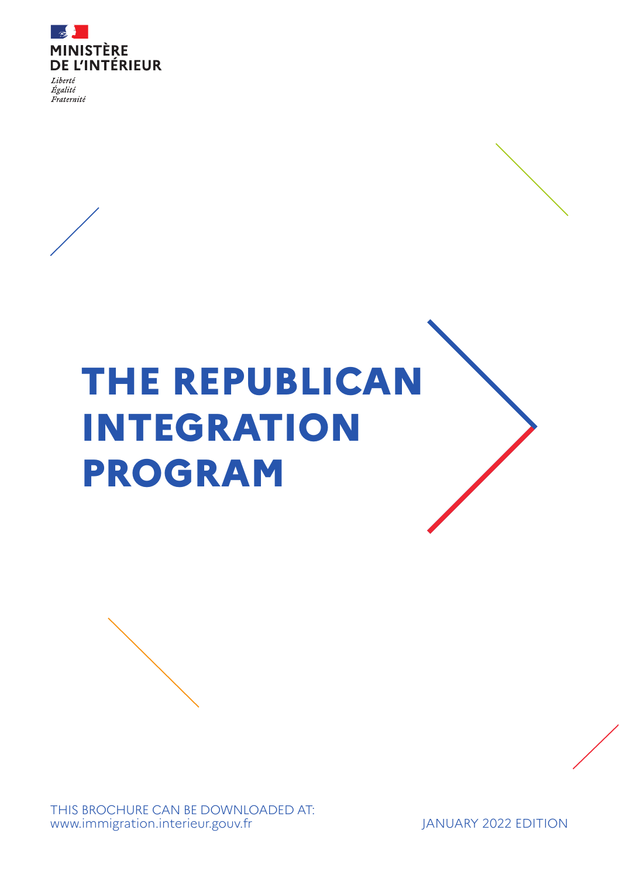MINISTÈRE
DE L'INTÉRIEUR

*Liberté*
*Égalité*
*Fraternité*

# THE REPUBLICAN INTEGRATION PROGRAM

THIS BROCHURE CAN BE DOWNLOADED AT:
www.immigration.interieur.gouv.fr

JANUARY 2022 EDITION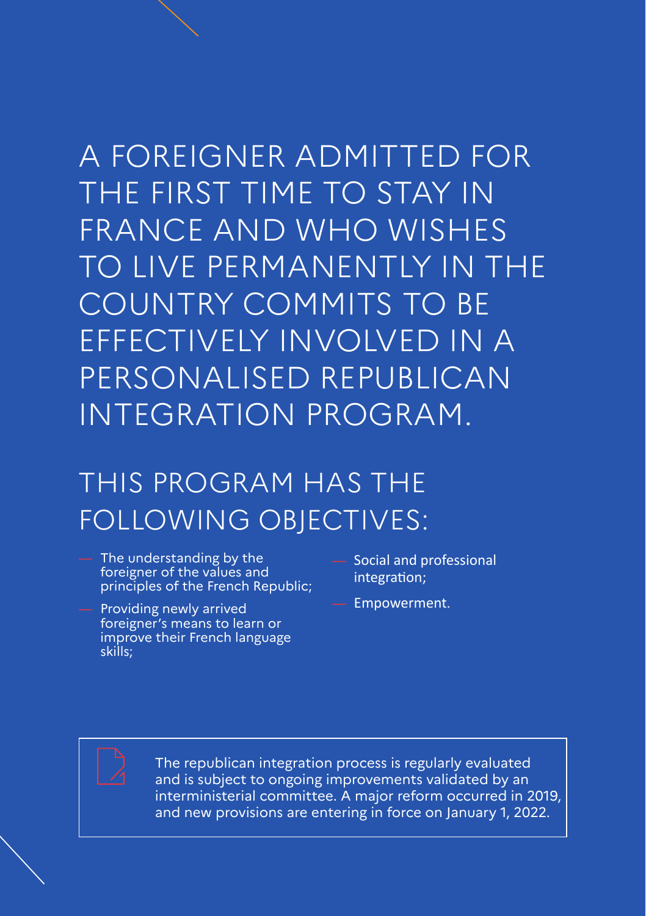# A FOREIGNER ADMITTED FOR THE FIRST TIME TO STAY IN FRANCE AND WHO WISHES TO LIVE PERMANENTLY IN THE COUNTRY COMMITS TO BE EFFECTIVELY INVOLVED IN A PERSONALISED REPUBLICAN INTEGRATION PROGRAM.

## THIS PROGRAM HAS THE FOLLOWING OBJECTIVES:

- The understanding by the foreigner of the values and principles of the French Republic;
- Providing newly arrived foreigner's means to learn or improve their French language skills;
- Social and professional integration;
- Empowerment.

The republican integration process is regularly evaluated and is subject to ongoing improvements validated by an interministerial committee. A major reform occurred in 2019, and new provisions are entering in force on January 1, 2022.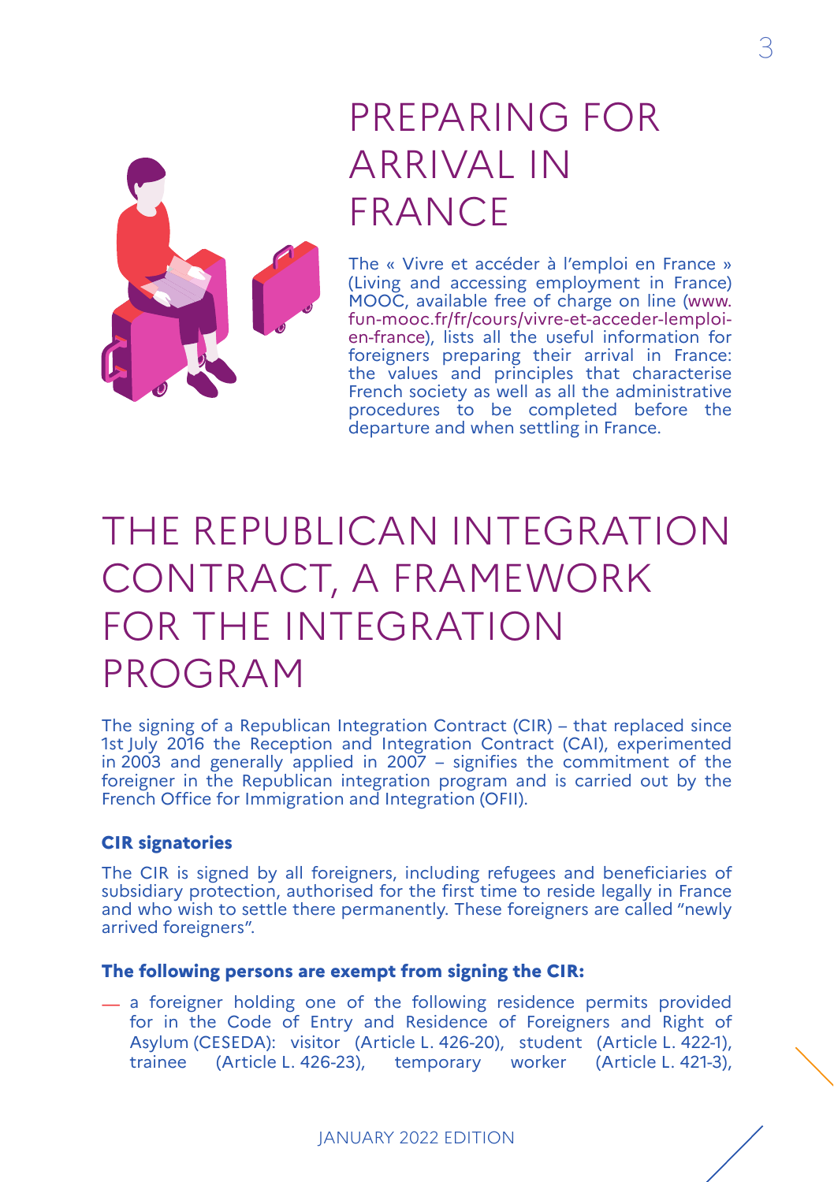# PREPARING FOR ARRIVAL IN FRANCE

The « Vivre et accéder à l'emploi en France » (Living and accessing employment in France) MOOC, available free of charge on line (www.fun-mooc.fr/fr/cours/vivre-et-acceder-lemploi-en-france), lists all the useful information for foreigners preparing their arrival in France: the values and principles that characterise French society as well as all the administrative procedures to be completed before the departure and when settling in France.

# THE REPUBLICAN INTEGRATION CONTRACT, A FRAMEWORK FOR THE INTEGRATION PROGRAM

The signing of a Republican Integration Contract (CIR) – that replaced since 1st July 2016 the Reception and Integration Contract (CAI), experimented in 2003 and generally applied in 2007 – signifies the commitment of the foreigner in the Republican integration program and is carried out by the French Office for Immigration and Integration (OFII).

**CIR signatories**

The CIR is signed by all foreigners, including refugees and beneficiaries of subsidiary protection, authorised for the first time to reside legally in France and who wish to settle there permanently. These foreigners are called "newly arrived foreigners".

**The following persons are exempt from signing the CIR:**

- a foreigner holding one of the following residence permits provided for in the Code of Entry and Residence of Foreigners and Right of Asylum (CESEDA): visitor (Article L. 426-20), student (Article L. 422-1), trainee (Article L. 426-23), temporary worker (Article L. 421-3),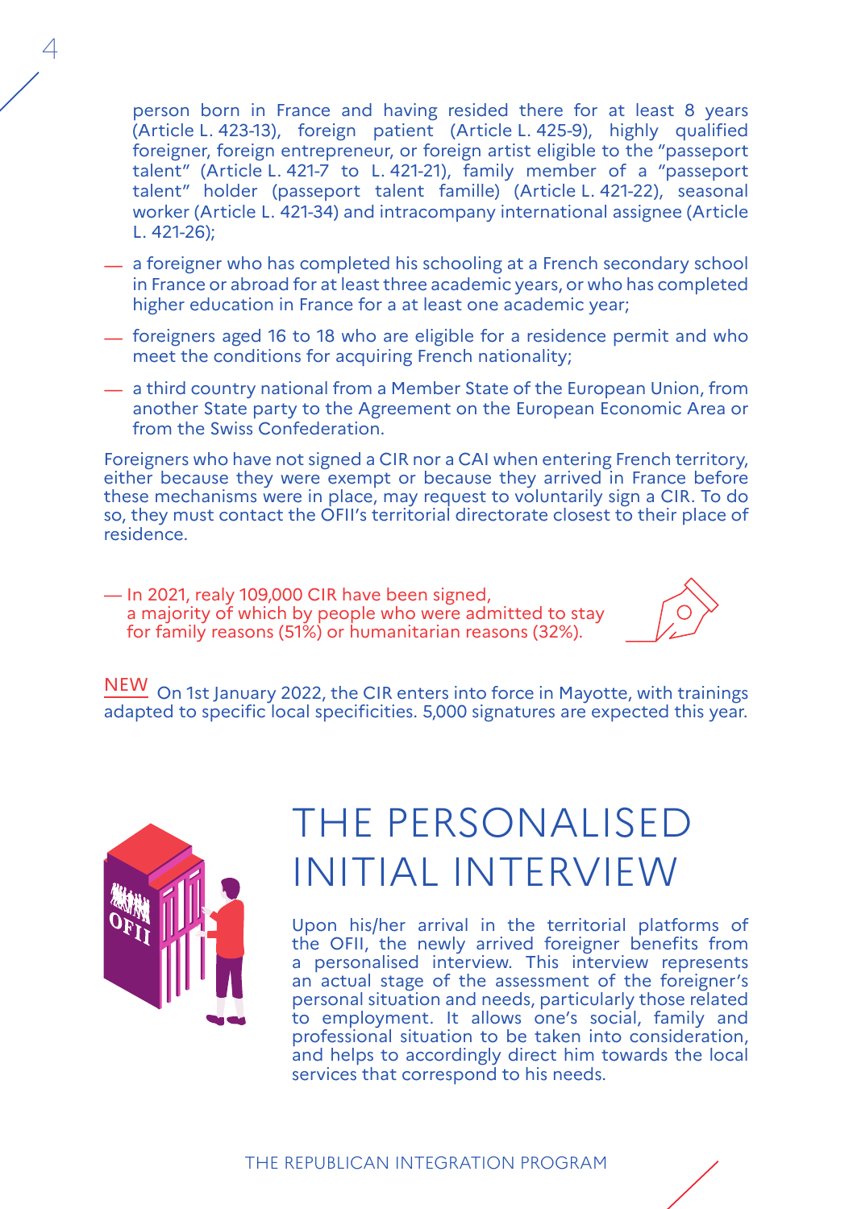person born in France and having resided there for at least 8 years (Article L. 423-13), foreign patient (Article L. 425-9), highly qualified foreigner, foreign entrepreneur, or foreign artist eligible to the "passeport talent" (Article L. 421-7 to L. 421-21), family member of a "passeport talent" holder (passeport talent famille) (Article L. 421-22), seasonal worker (Article L. 421-34) and intracompany international assignee (Article L. 421-26);

- a foreigner who has completed his schooling at a French secondary school in France or abroad for at least three academic years, or who has completed higher education in France for a at least one academic year;
- foreigners aged 16 to 18 who are eligible for a residence permit and who meet the conditions for acquiring French nationality;
- a third country national from a Member State of the European Union, from another State party to the Agreement on the European Economic Area or from the Swiss Confederation.

Foreigners who have not signed a CIR nor a CAI when entering French territory, either because they were exempt or because they arrived in France before these mechanisms were in place, may request to voluntarily sign a CIR. To do so, they must contact the OFII's territorial directorate closest to their place of residence.

— In 2021, realy 109,000 CIR have been signed, a majority of which by people who were admitted to stay for family reasons (51%) or humanitarian reasons (32%).

NEW On 1st January 2022, the CIR enters into force in Mayotte, with trainings adapted to specific local specificities. 5,000 signatures are expected this year.

# THE PERSONALISED INITIAL INTERVIEW

Upon his/her arrival in the territorial platforms of the OFII, the newly arrived foreigner benefits from a personalised interview. This interview represents an actual stage of the assessment of the foreigner's personal situation and needs, particularly those related to employment. It allows one's social, family and professional situation to be taken into consideration, and helps to accordingly direct him towards the local services that correspond to his needs.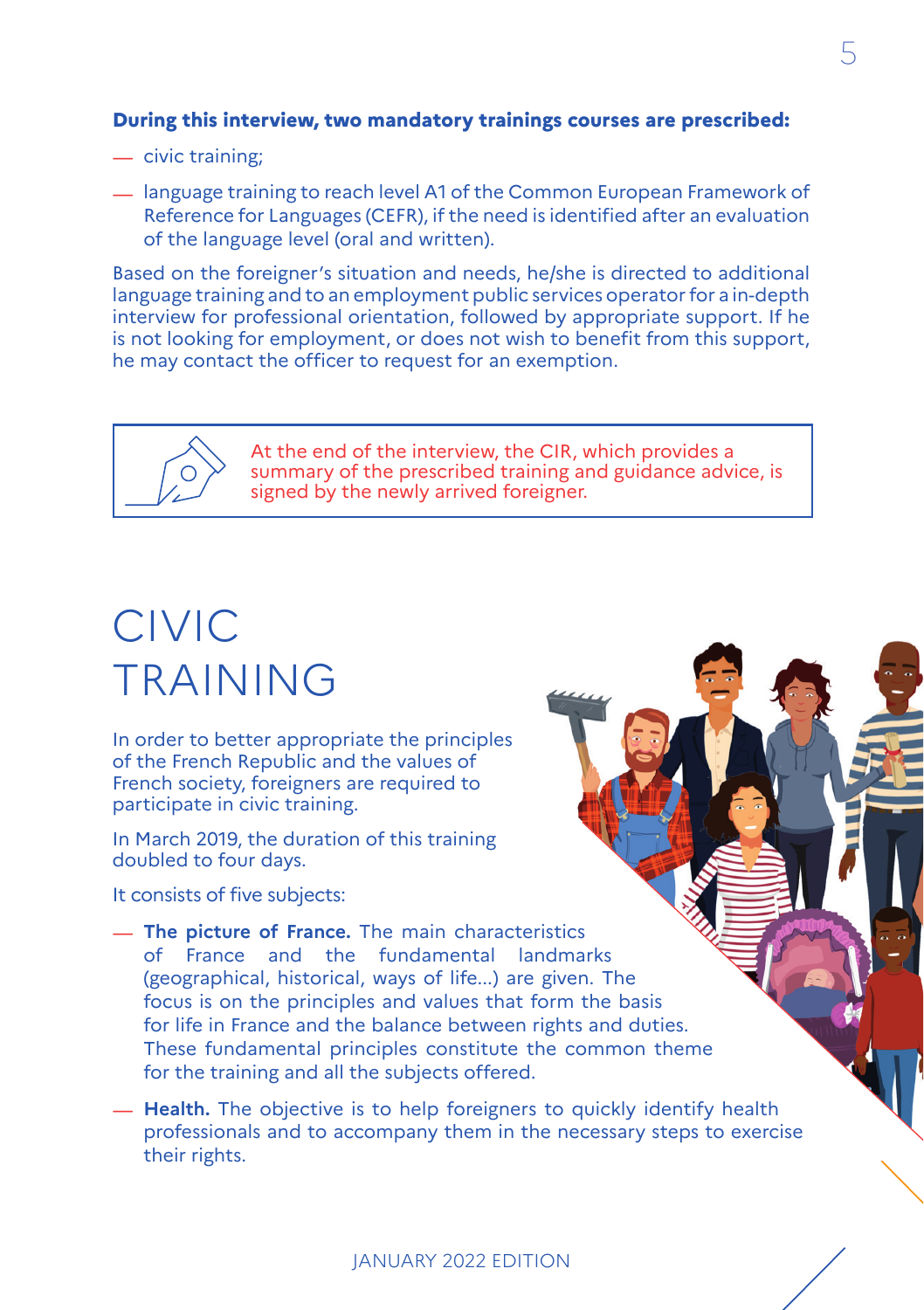**During this interview, two mandatory trainings courses are prescribed:**

- civic training;
- language training to reach level A1 of the Common European Framework of Reference for Languages (CEFR), if the need is identified after an evaluation of the language level (oral and written).

Based on the foreigner's situation and needs, he/she is directed to additional language training and to an employment public services operator for a in-depth interview for professional orientation, followed by appropriate support. If he is not looking for employment, or does not wish to benefit from this support, he may contact the officer to request for an exemption.

> At the end of the interview, the CIR, which provides a summary of the prescribed training and guidance advice, is signed by the newly arrived foreigner.

# CIVIC TRAINING

In order to better appropriate the principles of the French Republic and the values of French society, foreigners are required to participate in civic training.

In March 2019, the duration of this training doubled to four days.

It consists of five subjects:

- **The picture of France.** The main characteristics of France and the fundamental landmarks (geographical, historical, ways of life...) are given. The focus is on the principles and values that form the basis for life in France and the balance between rights and duties. These fundamental principles constitute the common theme for the training and all the subjects offered.
- **Health.** The objective is to help foreigners to quickly identify health professionals and to accompany them in the necessary steps to exercise their rights.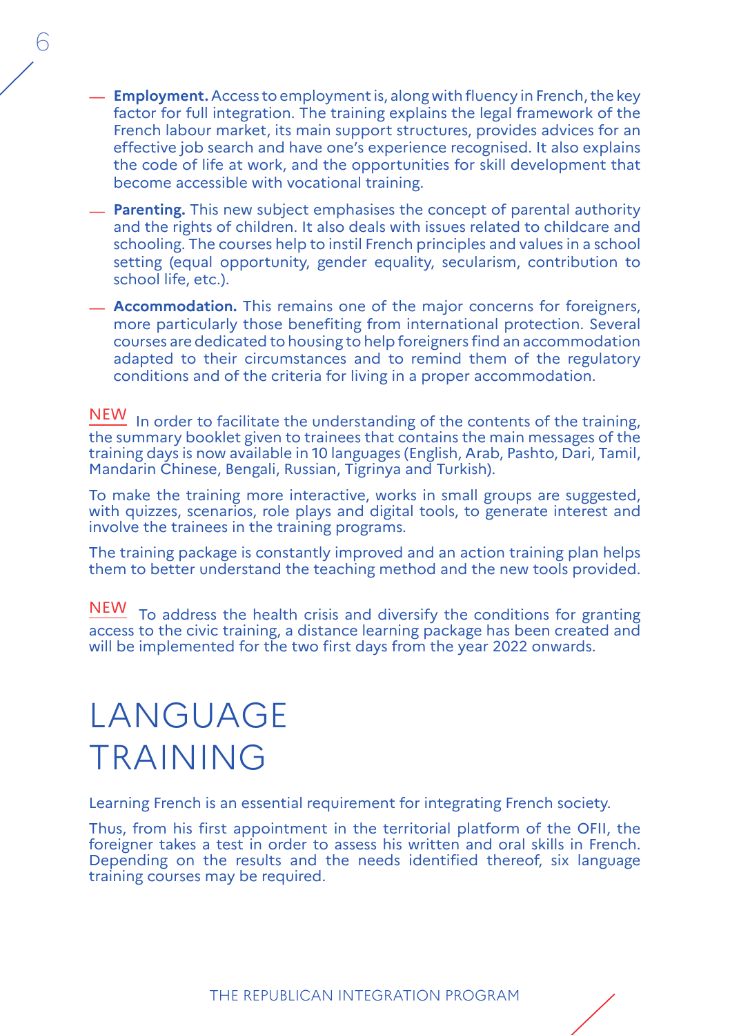- **Employment.** Access to employment is, along with fluency in French, the key factor for full integration. The training explains the legal framework of the French labour market, its main support structures, provides advices for an effective job search and have one's experience recognised. It also explains the code of life at work, and the opportunities for skill development that become accessible with vocational training.
- **Parenting.** This new subject emphasises the concept of parental authority and the rights of children. It also deals with issues related to childcare and schooling. The courses help to instil French principles and values in a school setting (equal opportunity, gender equality, secularism, contribution to school life, etc.).
- **Accommodation.** This remains one of the major concerns for foreigners, more particularly those benefiting from international protection. Several courses are dedicated to housing to help foreigners find an accommodation adapted to their circumstances and to remind them of the regulatory conditions and of the criteria for living in a proper accommodation.

NEW In order to facilitate the understanding of the contents of the training, the summary booklet given to trainees that contains the main messages of the training days is now available in 10 languages (English, Arab, Pashto, Dari, Tamil, Mandarin Chinese, Bengali, Russian, Tigrinya and Turkish).

To make the training more interactive, works in small groups are suggested, with quizzes, scenarios, role plays and digital tools, to generate interest and involve the trainees in the training programs.

The training package is constantly improved and an action training plan helps them to better understand the teaching method and the new tools provided.

NEW To address the health crisis and diversify the conditions for granting access to the civic training, a distance learning package has been created and will be implemented for the two first days from the year 2022 onwards.

# LANGUAGE TRAINING

Learning French is an essential requirement for integrating French society.

Thus, from his first appointment in the territorial platform of the OFII, the foreigner takes a test in order to assess his written and oral skills in French. Depending on the results and the needs identified thereof, six language training courses may be required.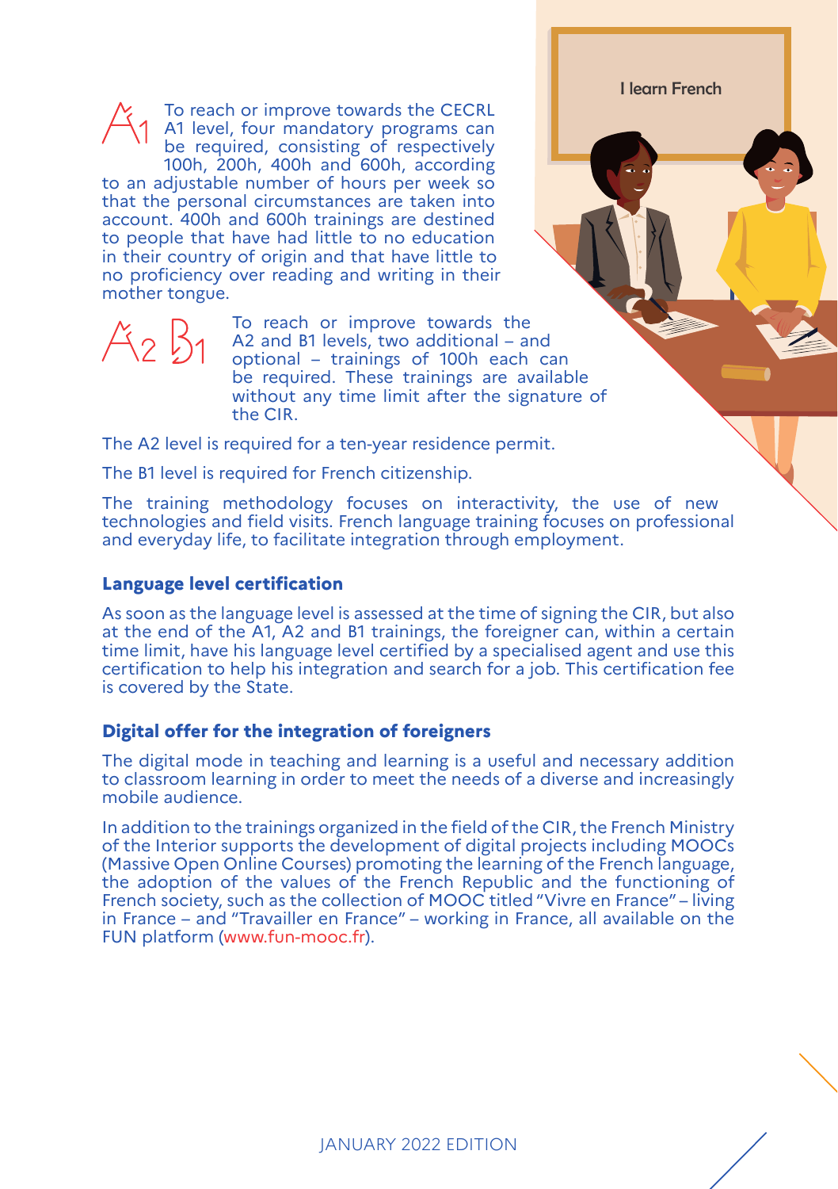A1 To reach or improve towards the CECRL A1 level, four mandatory programs can be required, consisting of respectively 100h, 200h, 400h and 600h, according to an adjustable number of hours per week so that the personal circumstances are taken into account. 400h and 600h trainings are destined to people that have had little to no education in their country of origin and that have little to no proficiency over reading and writing in their mother tongue.

A2 B1 To reach or improve towards the A2 and B1 levels, two additional – and optional – trainings of 100h each can be required. These trainings are available without any time limit after the signature of the CIR.

The A2 level is required for a ten-year residence permit.

The B1 level is required for French citizenship.

The training methodology focuses on interactivity, the use of new technologies and field visits. French language training focuses on professional and everyday life, to facilitate integration through employment.

## Language level certification

As soon as the language level is assessed at the time of signing the CIR, but also at the end of the A1, A2 and B1 trainings, the foreigner can, within a certain time limit, have his language level certified by a specialised agent and use this certification to help his integration and search for a job. This certification fee is covered by the State.

## Digital offer for the integration of foreigners

The digital mode in teaching and learning is a useful and necessary addition to classroom learning in order to meet the needs of a diverse and increasingly mobile audience.

In addition to the trainings organized in the field of the CIR, the French Ministry of the Interior supports the development of digital projects including MOOCs (Massive Open Online Courses) promoting the learning of the French language, the adoption of the values of the French Republic and the functioning of French society, such as the collection of MOOC titled "Vivre en France" – living in France – and "Travailler en France" – working in France, all available on the FUN platform (www.fun-mooc.fr).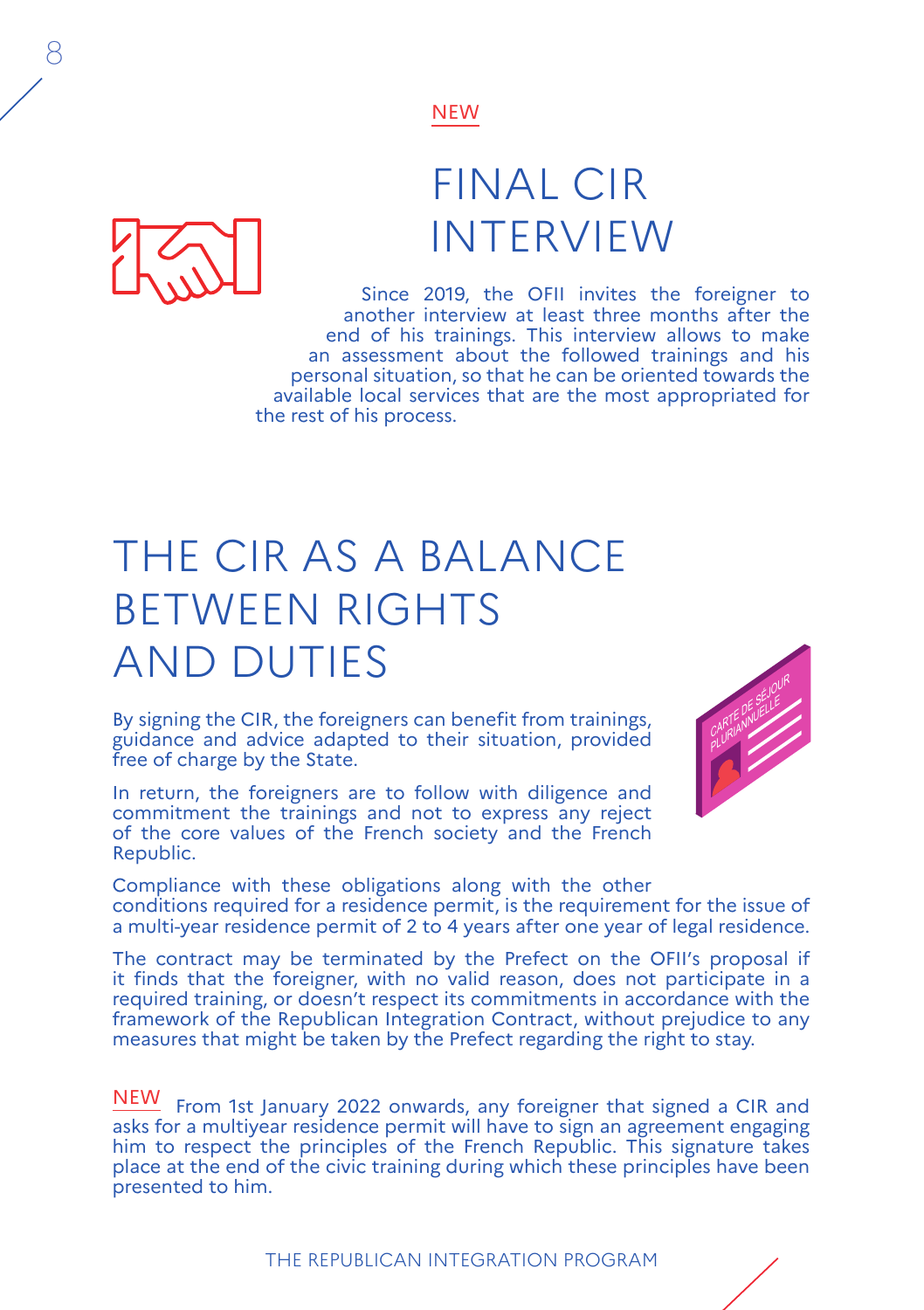NEW

## FINAL CIR INTERVIEW

Since 2019, the OFII invites the foreigner to another interview at least three months after the end of his trainings. This interview allows to make an assessment about the followed trainings and his personal situation, so that he can be oriented towards the available local services that are the most appropriated for the rest of his process.

# THE CIR AS A BALANCE BETWEEN RIGHTS AND DUTIES

By signing the CIR, the foreigners can benefit from trainings, guidance and advice adapted to their situation, provided free of charge by the State.

In return, the foreigners are to follow with diligence and commitment the trainings and not to express any reject of the core values of the French society and the French Republic.

Compliance with these obligations along with the other conditions required for a residence permit, is the requirement for the issue of a multi-year residence permit of 2 to 4 years after one year of legal residence.

The contract may be terminated by the Prefect on the OFII's proposal if it finds that the foreigner, with no valid reason, does not participate in a required training, or doesn't respect its commitments in accordance with the framework of the Republican Integration Contract, without prejudice to any measures that might be taken by the Prefect regarding the right to stay.

NEW From 1st January 2022 onwards, any foreigner that signed a CIR and asks for a multiyear residence permit will have to sign an agreement engaging him to respect the principles of the French Republic. This signature takes place at the end of the civic training during which these principles have been presented to him.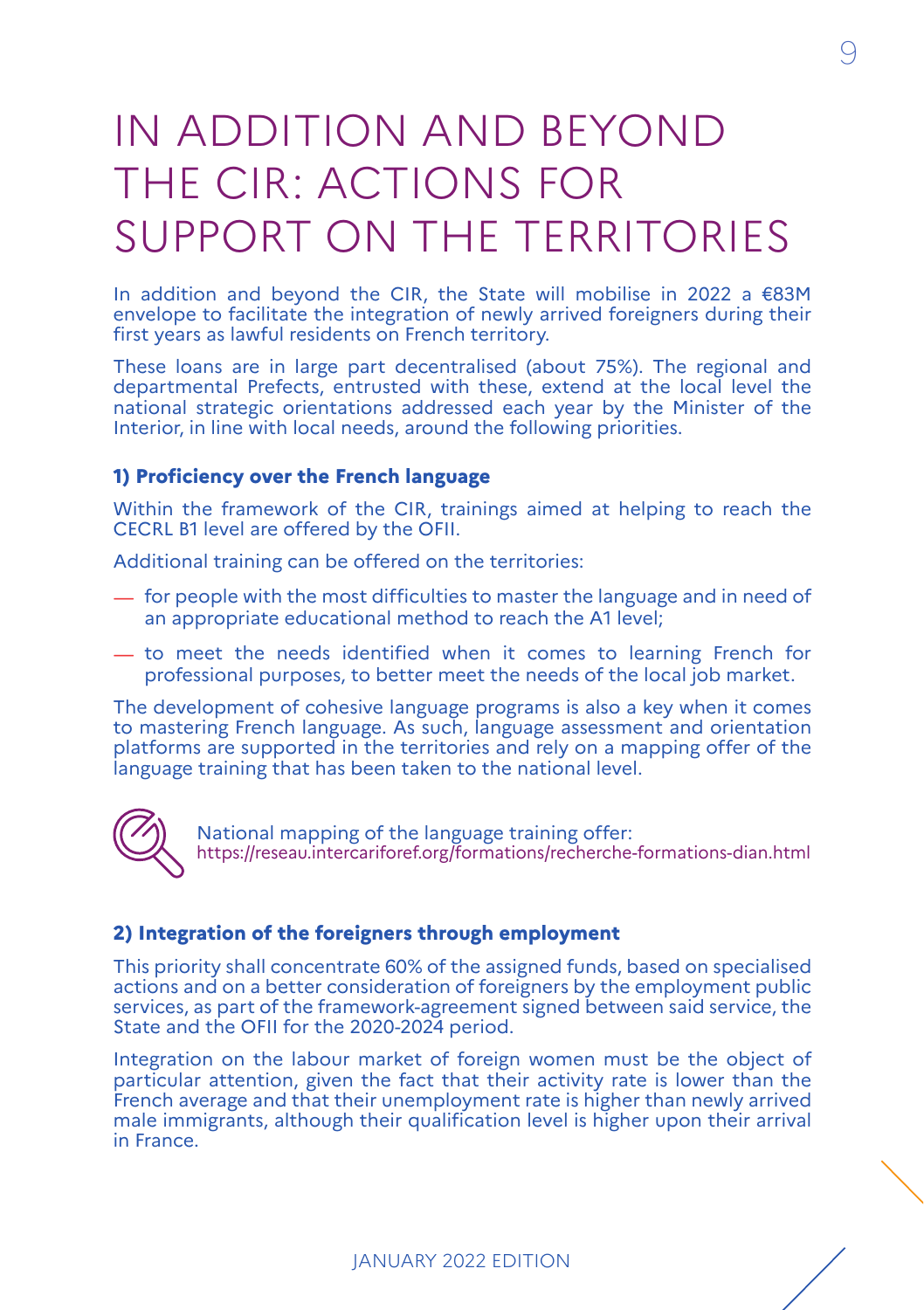# IN ADDITION AND BEYOND THE CIR: ACTIONS FOR SUPPORT ON THE TERRITORIES

In addition and beyond the CIR, the State will mobilise in 2022 a €83M envelope to facilitate the integration of newly arrived foreigners during their first years as lawful residents on French territory.

These loans are in large part decentralised (about 75%). The regional and departmental Prefects, entrusted with these, extend at the local level the national strategic orientations addressed each year by the Minister of the Interior, in line with local needs, around the following priorities.

**1) Proficiency over the French language**

Within the framework of the CIR, trainings aimed at helping to reach the CECRL B1 level are offered by the OFII.

Additional training can be offered on the territories:

- for people with the most difficulties to master the language and in need of an appropriate educational method to reach the A1 level;
- to meet the needs identified when it comes to learning French for professional purposes, to better meet the needs of the local job market.

The development of cohesive language programs is also a key when it comes to mastering French language. As such, language assessment and orientation platforms are supported in the territories and rely on a mapping offer of the language training that has been taken to the national level.

National mapping of the language training offer:
https://reseau.intercariforef.org/formations/recherche-formations-dian.html

**2) Integration of the foreigners through employment**

This priority shall concentrate 60% of the assigned funds, based on specialised actions and on a better consideration of foreigners by the employment public services, as part of the framework-agreement signed between said service, the State and the OFII for the 2020-2024 period.

Integration on the labour market of foreign women must be the object of particular attention, given the fact that their activity rate is lower than the French average and that their unemployment rate is higher than newly arrived male immigrants, although their qualification level is higher upon their arrival in France.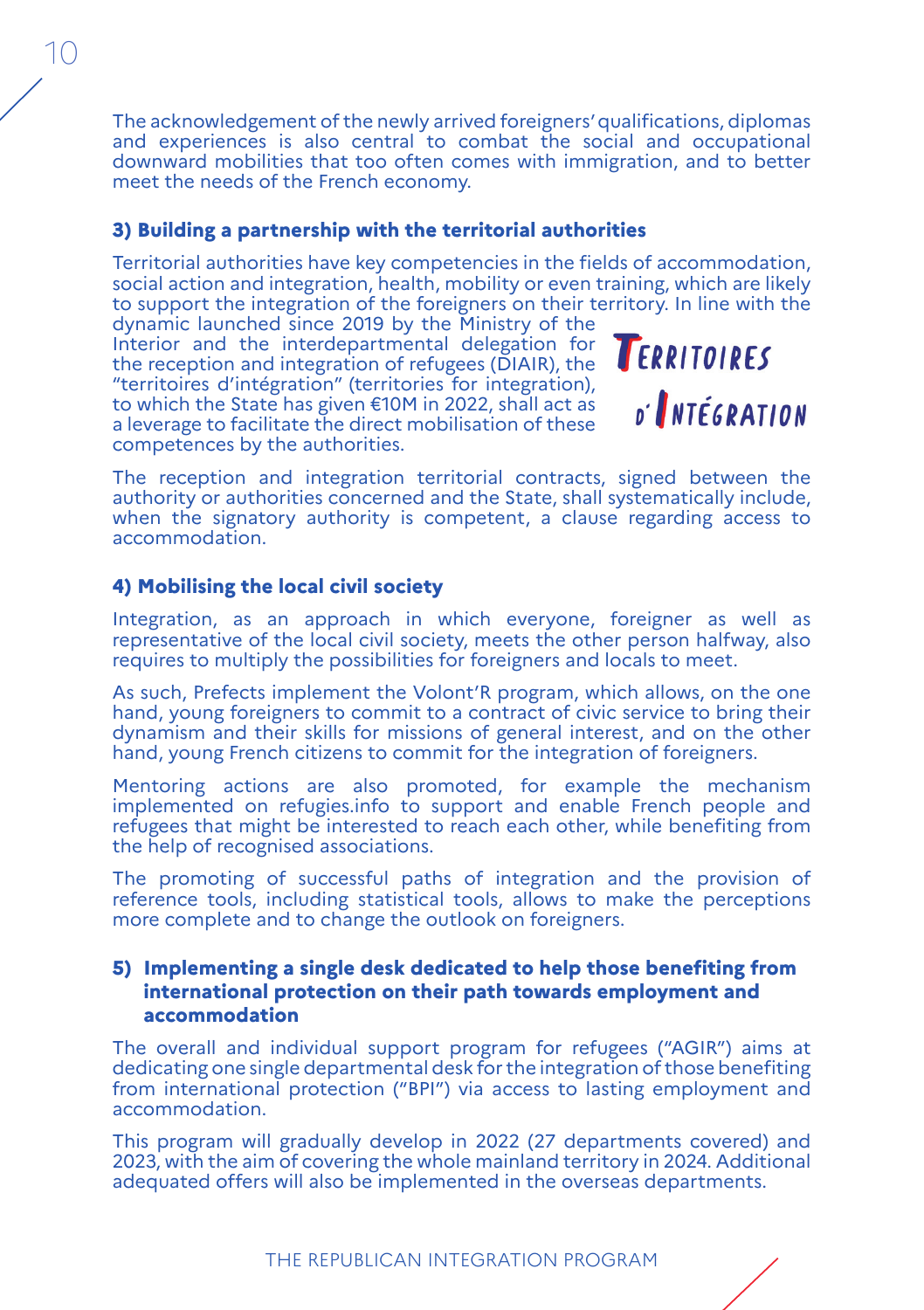The acknowledgement of the newly arrived foreigners' qualifications, diplomas and experiences is also central to combat the social and occupational downward mobilities that too often comes with immigration, and to better meet the needs of the French economy.

### 3) Building a partnership with the territorial authorities

Territorial authorities have key competencies in the fields of accommodation, social action and integration, health, mobility or even training, which are likely to support the integration of the foreigners on their territory. In line with the dynamic launched since 2019 by the Ministry of the Interior and the interdepartmental delegation for the reception and integration of refugees (DIAIR), the "territoires d'intégration" (territories for integration), to which the State has given €10M in 2022, shall act as a leverage to facilitate the direct mobilisation of these competences by the authorities.

TERRITOIRES D'INTÉGRATION

The reception and integration territorial contracts, signed between the authority or authorities concerned and the State, shall systematically include, when the signatory authority is competent, a clause regarding access to accommodation.

### 4) Mobilising the local civil society

Integration, as an approach in which everyone, foreigner as well as representative of the local civil society, meets the other person halfway, also requires to multiply the possibilities for foreigners and locals to meet.

As such, Prefects implement the Volont'R program, which allows, on the one hand, young foreigners to commit to a contract of civic service to bring their dynamism and their skills for missions of general interest, and on the other hand, young French citizens to commit for the integration of foreigners.

Mentoring actions are also promoted, for example the mechanism implemented on refugies.info to support and enable French people and refugees that might be interested to reach each other, while benefiting from the help of recognised associations.

The promoting of successful paths of integration and the provision of reference tools, including statistical tools, allows to make the perceptions more complete and to change the outlook on foreigners.

### 5) Implementing a single desk dedicated to help those benefiting from international protection on their path towards employment and accommodation

The overall and individual support program for refugees ("AGIR") aims at dedicating one single departmental desk for the integration of those benefiting from international protection ("BPI") via access to lasting employment and accommodation.

This program will gradually develop in 2022 (27 departments covered) and 2023, with the aim of covering the whole mainland territory in 2024. Additional adequated offers will also be implemented in the overseas departments.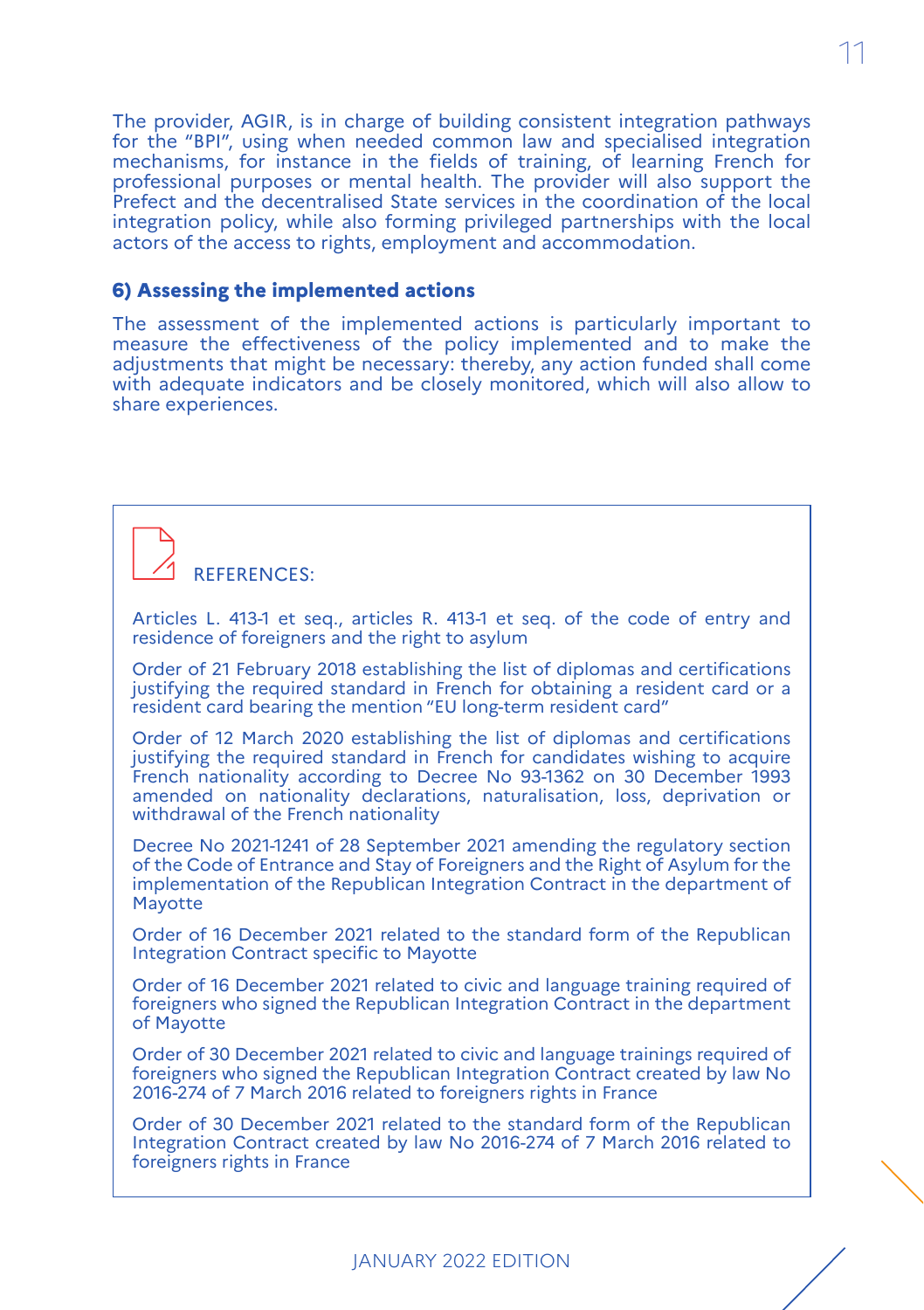The provider, AGIR, is in charge of building consistent integration pathways for the "BPI", using when needed common law and specialised integration mechanisms, for instance in the fields of training, of learning French for professional purposes or mental health. The provider will also support the Prefect and the decentralised State services in the coordination of the local integration policy, while also forming privileged partnerships with the local actors of the access to rights, employment and accommodation.

### 6) Assessing the implemented actions

The assessment of the implemented actions is particularly important to measure the effectiveness of the policy implemented and to make the adjustments that might be necessary: thereby, any action funded shall come with adequate indicators and be closely monitored, which will also allow to share experiences.

REFERENCES:

Articles L. 413-1 et seq., articles R. 413-1 et seq. of the code of entry and residence of foreigners and the right to asylum

Order of 21 February 2018 establishing the list of diplomas and certifications justifying the required standard in French for obtaining a resident card or a resident card bearing the mention "EU long-term resident card"

Order of 12 March 2020 establishing the list of diplomas and certifications justifying the required standard in French for candidates wishing to acquire French nationality according to Decree No 93-1362 on 30 December 1993 amended on nationality declarations, naturalisation, loss, deprivation or withdrawal of the French nationality

Decree No 2021-1241 of 28 September 2021 amending the regulatory section of the Code of Entrance and Stay of Foreigners and the Right of Asylum for the implementation of the Republican Integration Contract in the department of Mayotte

Order of 16 December 2021 related to the standard form of the Republican Integration Contract specific to Mayotte

Order of 16 December 2021 related to civic and language training required of foreigners who signed the Republican Integration Contract in the department of Mayotte

Order of 30 December 2021 related to civic and language trainings required of foreigners who signed the Republican Integration Contract created by law No 2016-274 of 7 March 2016 related to foreigners rights in France

Order of 30 December 2021 related to the standard form of the Republican Integration Contract created by law No 2016-274 of 7 March 2016 related to foreigners rights in France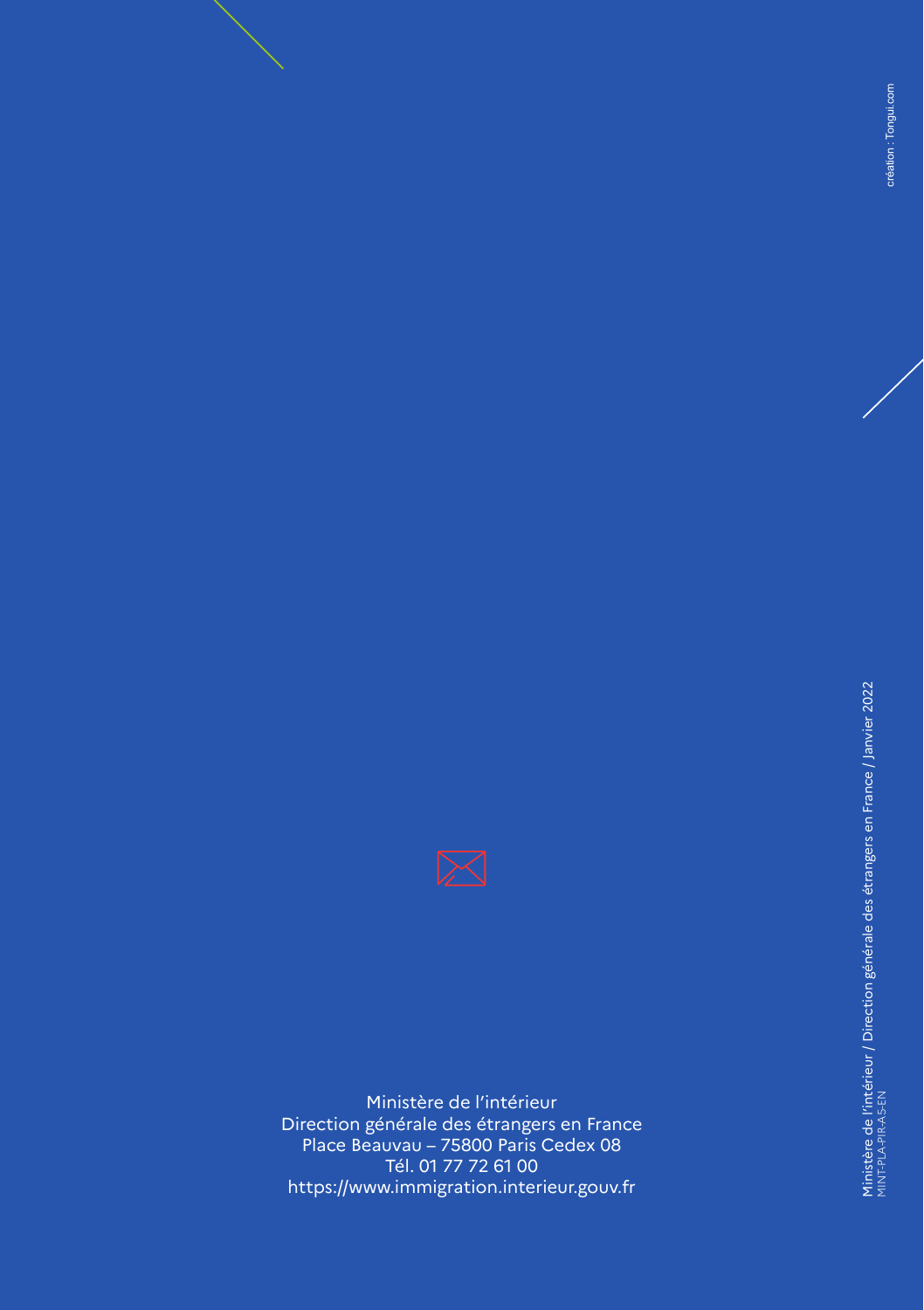Ministère de l'intérieur
Direction générale des étrangers en France
Place Beauvau – 75800 Paris Cedex 08
Tél. 01 77 72 61 00
https://www.immigration.interieur.gouv.fr

Ministère de l'intérieur / Direction générale des étrangers en France / Janvier 2022
MINT-PLA-PIR-A5-EN

création : Tongui.com